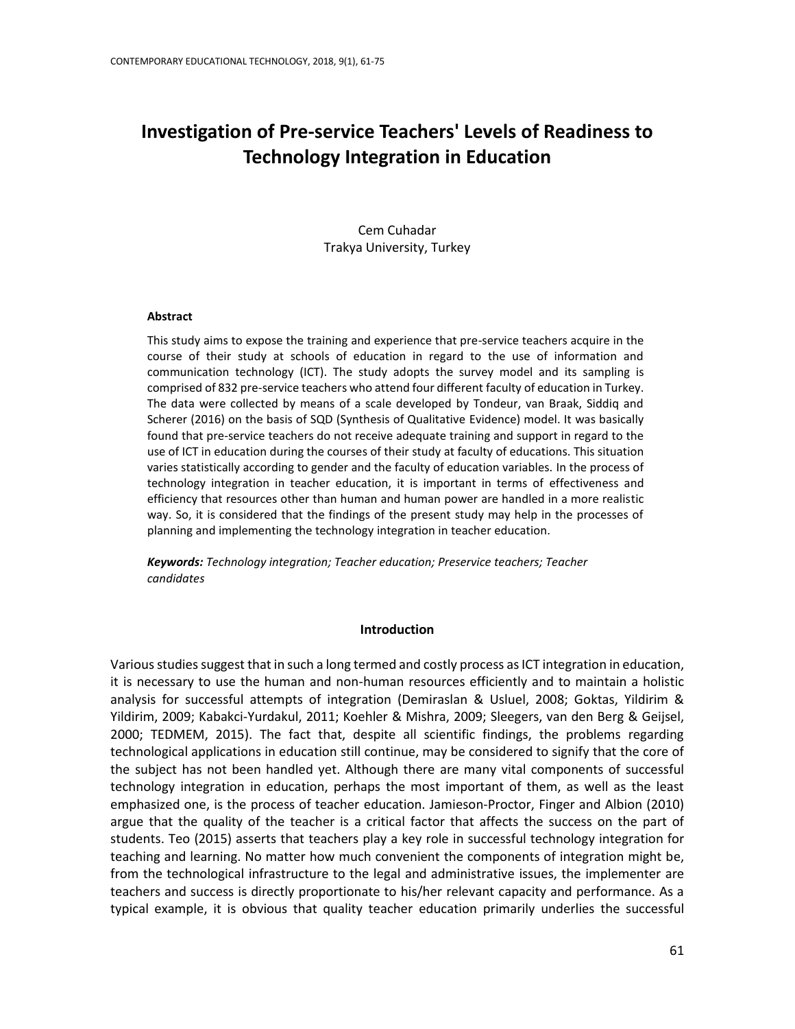# Investigation of Pre-service Teachers' Levels of Readiness to Technology Integration in Education

Cem Cuhadar
Trakya University, Turkey

### Abstract

This study aims to expose the training and experience that pre-service teachers acquire in the course of their study at schools of education in regard to the use of information and communication technology (ICT). The study adopts the survey model and its sampling is comprised of 832 pre-service teachers who attend four different faculty of education in Turkey. The data were collected by means of a scale developed by Tondeur, van Braak, Siddiq and Scherer (2016) on the basis of SQD (Synthesis of Qualitative Evidence) model. It was basically found that pre-service teachers do not receive adequate training and support in regard to the use of ICT in education during the courses of their study at faculty of educations. This situation varies statistically according to gender and the faculty of education variables. In the process of technology integration in teacher education, it is important in terms of effectiveness and efficiency that resources other than human and human power are handled in a more realistic way. So, it is considered that the findings of the present study may help in the processes of planning and implementing the technology integration in teacher education.

***Keywords:*** *Technology integration; Teacher education; Preservice teachers; Teacher candidates*

## Introduction

Various studies suggest that in such a long termed and costly process as ICT integration in education, it is necessary to use the human and non-human resources efficiently and to maintain a holistic analysis for successful attempts of integration (Demiraslan & Usluel, 2008; Goktas, Yildirim & Yildirim, 2009; Kabakci-Yurdakul, 2011; Koehler & Mishra, 2009; Sleegers, van den Berg & Geijsel, 2000; TEDMEM, 2015). The fact that, despite all scientific findings, the problems regarding technological applications in education still continue, may be considered to signify that the core of the subject has not been handled yet. Although there are many vital components of successful technology integration in education, perhaps the most important of them, as well as the least emphasized one, is the process of teacher education. Jamieson-Proctor, Finger and Albion (2010) argue that the quality of the teacher is a critical factor that affects the success on the part of students. Teo (2015) asserts that teachers play a key role in successful technology integration for teaching and learning. No matter how much convenient the components of integration might be, from the technological infrastructure to the legal and administrative issues, the implementer are teachers and success is directly proportionate to his/her relevant capacity and performance. As a typical example, it is obvious that quality teacher education primarily underlies the successful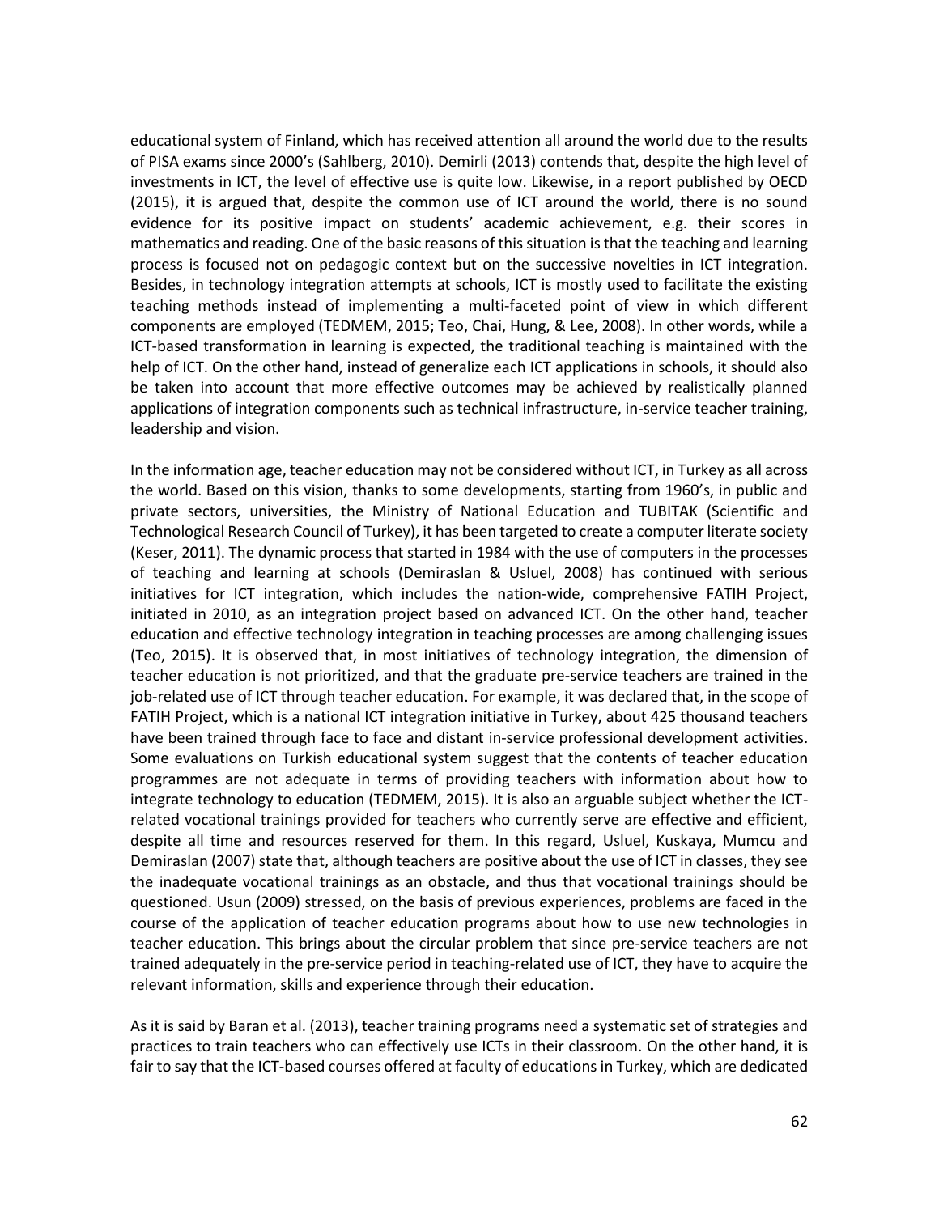educational system of Finland, which has received attention all around the world due to the results of PISA exams since 2000's (Sahlberg, 2010). Demirli (2013) contends that, despite the high level of investments in ICT, the level of effective use is quite low. Likewise, in a report published by OECD (2015), it is argued that, despite the common use of ICT around the world, there is no sound evidence for its positive impact on students' academic achievement, e.g. their scores in mathematics and reading. One of the basic reasons of this situation is that the teaching and learning process is focused not on pedagogic context but on the successive novelties in ICT integration. Besides, in technology integration attempts at schools, ICT is mostly used to facilitate the existing teaching methods instead of implementing a multi-faceted point of view in which different components are employed (TEDMEM, 2015; Teo, Chai, Hung, & Lee, 2008). In other words, while a ICT-based transformation in learning is expected, the traditional teaching is maintained with the help of ICT. On the other hand, instead of generalize each ICT applications in schools, it should also be taken into account that more effective outcomes may be achieved by realistically planned applications of integration components such as technical infrastructure, in-service teacher training, leadership and vision.

In the information age, teacher education may not be considered without ICT, in Turkey as all across the world. Based on this vision, thanks to some developments, starting from 1960's, in public and private sectors, universities, the Ministry of National Education and TUBITAK (Scientific and Technological Research Council of Turkey), it has been targeted to create a computer literate society (Keser, 2011). The dynamic process that started in 1984 with the use of computers in the processes of teaching and learning at schools (Demiraslan & Usluel, 2008) has continued with serious initiatives for ICT integration, which includes the nation-wide, comprehensive FATIH Project, initiated in 2010, as an integration project based on advanced ICT. On the other hand, teacher education and effective technology integration in teaching processes are among challenging issues (Teo, 2015). It is observed that, in most initiatives of technology integration, the dimension of teacher education is not prioritized, and that the graduate pre-service teachers are trained in the job-related use of ICT through teacher education. For example, it was declared that, in the scope of FATIH Project, which is a national ICT integration initiative in Turkey, about 425 thousand teachers have been trained through face to face and distant in-service professional development activities. Some evaluations on Turkish educational system suggest that the contents of teacher education programmes are not adequate in terms of providing teachers with information about how to integrate technology to education (TEDMEM, 2015). It is also an arguable subject whether the ICT-related vocational trainings provided for teachers who currently serve are effective and efficient, despite all time and resources reserved for them. In this regard, Usluel, Kuskaya, Mumcu and Demiraslan (2007) state that, although teachers are positive about the use of ICT in classes, they see the inadequate vocational trainings as an obstacle, and thus that vocational trainings should be questioned. Usun (2009) stressed, on the basis of previous experiences, problems are faced in the course of the application of teacher education programs about how to use new technologies in teacher education. This brings about the circular problem that since pre-service teachers are not trained adequately in the pre-service period in teaching-related use of ICT, they have to acquire the relevant information, skills and experience through their education.

As it is said by Baran et al. (2013), teacher training programs need a systematic set of strategies and practices to train teachers who can effectively use ICTs in their classroom. On the other hand, it is fair to say that the ICT-based courses offered at faculty of educations in Turkey, which are dedicated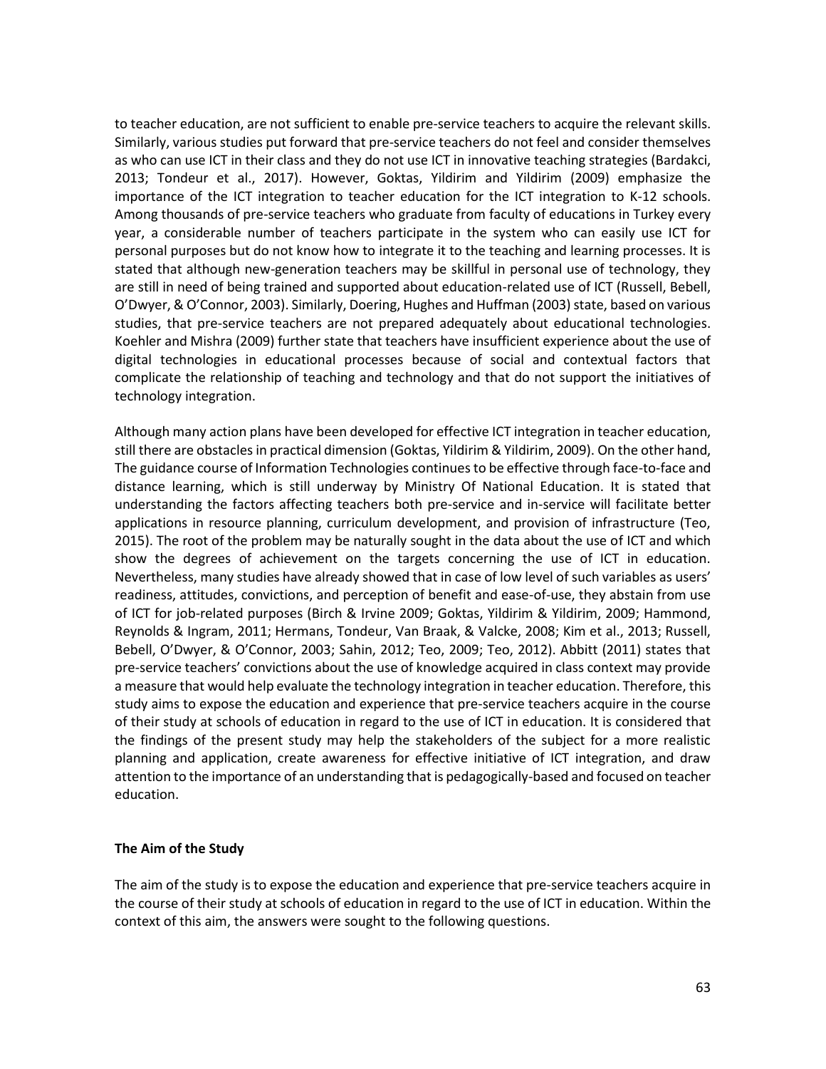to teacher education, are not sufficient to enable pre-service teachers to acquire the relevant skills. Similarly, various studies put forward that pre-service teachers do not feel and consider themselves as who can use ICT in their class and they do not use ICT in innovative teaching strategies (Bardakci, 2013; Tondeur et al., 2017). However, Goktas, Yildirim and Yildirim (2009) emphasize the importance of the ICT integration to teacher education for the ICT integration to K-12 schools. Among thousands of pre-service teachers who graduate from faculty of educations in Turkey every year, a considerable number of teachers participate in the system who can easily use ICT for personal purposes but do not know how to integrate it to the teaching and learning processes. It is stated that although new-generation teachers may be skillful in personal use of technology, they are still in need of being trained and supported about education-related use of ICT (Russell, Bebell, O'Dwyer, & O'Connor, 2003). Similarly, Doering, Hughes and Huffman (2003) state, based on various studies, that pre-service teachers are not prepared adequately about educational technologies. Koehler and Mishra (2009) further state that teachers have insufficient experience about the use of digital technologies in educational processes because of social and contextual factors that complicate the relationship of teaching and technology and that do not support the initiatives of technology integration.

Although many action plans have been developed for effective ICT integration in teacher education, still there are obstacles in practical dimension (Goktas, Yildirim & Yildirim, 2009). On the other hand, The guidance course of Information Technologies continues to be effective through face-to-face and distance learning, which is still underway by Ministry Of National Education. It is stated that understanding the factors affecting teachers both pre-service and in-service will facilitate better applications in resource planning, curriculum development, and provision of infrastructure (Teo, 2015). The root of the problem may be naturally sought in the data about the use of ICT and which show the degrees of achievement on the targets concerning the use of ICT in education. Nevertheless, many studies have already showed that in case of low level of such variables as users' readiness, attitudes, convictions, and perception of benefit and ease-of-use, they abstain from use of ICT for job-related purposes (Birch & Irvine 2009; Goktas, Yildirim & Yildirim, 2009; Hammond, Reynolds & Ingram, 2011; Hermans, Tondeur, Van Braak, & Valcke, 2008; Kim et al., 2013; Russell, Bebell, O'Dwyer, & O'Connor, 2003; Sahin, 2012; Teo, 2009; Teo, 2012). Abbitt (2011) states that pre-service teachers' convictions about the use of knowledge acquired in class context may provide a measure that would help evaluate the technology integration in teacher education. Therefore, this study aims to expose the education and experience that pre-service teachers acquire in the course of their study at schools of education in regard to the use of ICT in education. It is considered that the findings of the present study may help the stakeholders of the subject for a more realistic planning and application, create awareness for effective initiative of ICT integration, and draw attention to the importance of an understanding that is pedagogically-based and focused on teacher education.

## The Aim of the Study

The aim of the study is to expose the education and experience that pre-service teachers acquire in the course of their study at schools of education in regard to the use of ICT in education. Within the context of this aim, the answers were sought to the following questions.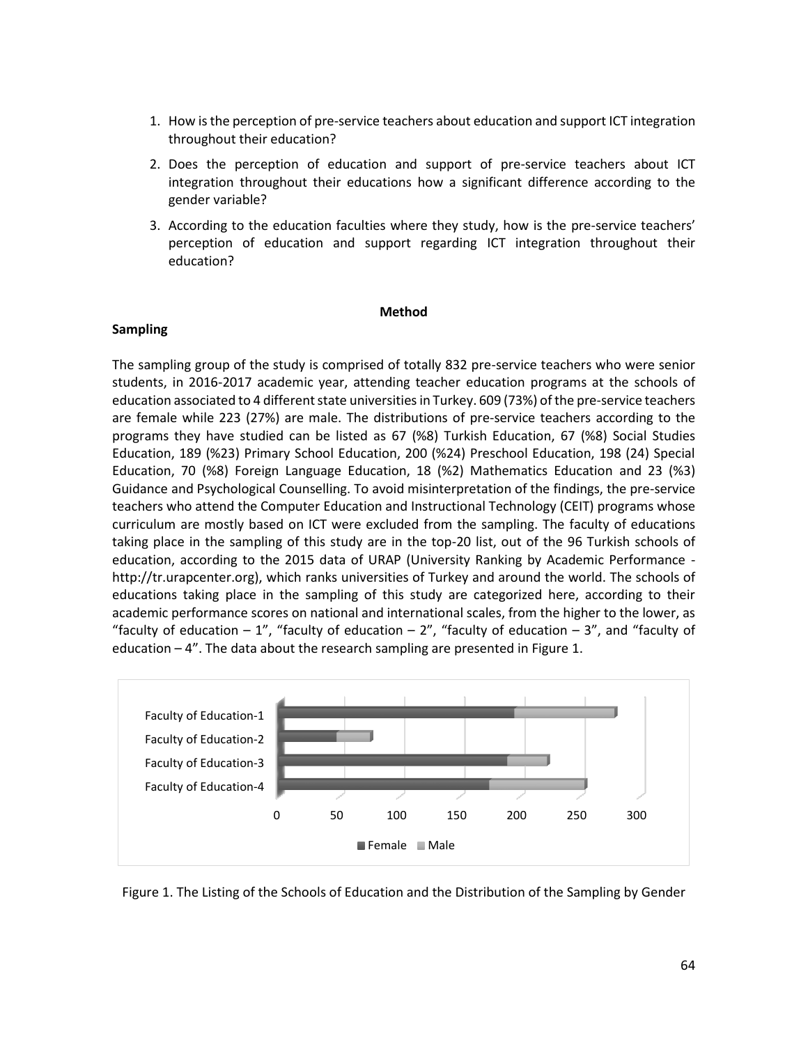1. How is the perception of pre-service teachers about education and support ICT integration throughout their education?
2. Does the perception of education and support of pre-service teachers about ICT integration throughout their educations how a significant difference according to the gender variable?
3. According to the education faculties where they study, how is the pre-service teachers' perception of education and support regarding ICT integration throughout their education?

## Method

### Sampling

The sampling group of the study is comprised of totally 832 pre-service teachers who were senior students, in 2016-2017 academic year, attending teacher education programs at the schools of education associated to 4 different state universities in Turkey. 609 (73%) of the pre-service teachers are female while 223 (27%) are male. The distributions of pre-service teachers according to the programs they have studied can be listed as 67 (%8) Turkish Education, 67 (%8) Social Studies Education, 189 (%23) Primary School Education, 200 (%24) Preschool Education, 198 (24) Special Education, 70 (%8) Foreign Language Education, 18 (%2) Mathematics Education and 23 (%3) Guidance and Psychological Counselling. To avoid misinterpretation of the findings, the pre-service teachers who attend the Computer Education and Instructional Technology (CEIT) programs whose curriculum are mostly based on ICT were excluded from the sampling. The faculty of educations taking place in the sampling of this study are in the top-20 list, out of the 96 Turkish schools of education, according to the 2015 data of URAP (University Ranking by Academic Performance - http://tr.urapcenter.org), which ranks universities of Turkey and around the world. The schools of educations taking place in the sampling of this study are categorized here, according to their academic performance scores on national and international scales, from the higher to the lower, as "faculty of education – 1", "faculty of education – 2", "faculty of education – 3", and "faculty of education – 4". The data about the research sampling are presented in Figure 1.

Figure 1. The Listing of the Schools of Education and the Distribution of the Sampling by Gender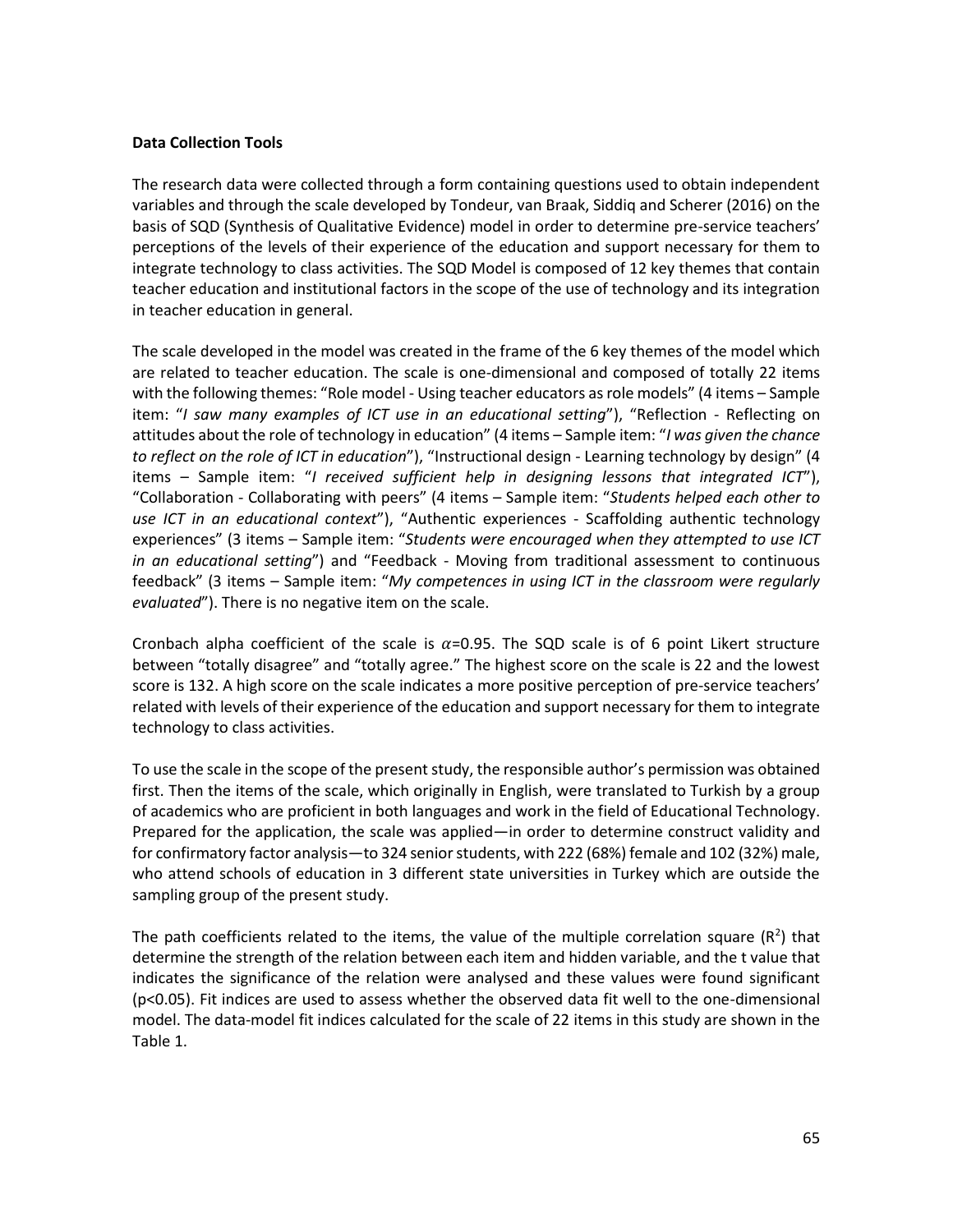**Data Collection Tools**

The research data were collected through a form containing questions used to obtain independent variables and through the scale developed by Tondeur, van Braak, Siddiq and Scherer (2016) on the basis of SQD (Synthesis of Qualitative Evidence) model in order to determine pre-service teachers' perceptions of the levels of their experience of the education and support necessary for them to integrate technology to class activities. The SQD Model is composed of 12 key themes that contain teacher education and institutional factors in the scope of the use of technology and its integration in teacher education in general.

The scale developed in the model was created in the frame of the 6 key themes of the model which are related to teacher education. The scale is one-dimensional and composed of totally 22 items with the following themes: "Role model - Using teacher educators as role models" (4 items – Sample item: "*I saw many examples of ICT use in an educational setting*"), "Reflection - Reflecting on attitudes about the role of technology in education" (4 items – Sample item: "*I was given the chance to reflect on the role of ICT in education*"), "Instructional design - Learning technology by design" (4 items – Sample item: "*I received sufficient help in designing lessons that integrated ICT*"), "Collaboration - Collaborating with peers" (4 items – Sample item: "*Students helped each other to use ICT in an educational context*"), "Authentic experiences - Scaffolding authentic technology experiences" (3 items – Sample item: "*Students were encouraged when they attempted to use ICT in an educational setting*") and "Feedback - Moving from traditional assessment to continuous feedback" (3 items – Sample item: "*My competences in using ICT in the classroom were regularly evaluated*"). There is no negative item on the scale.

Cronbach alpha coefficient of the scale is $\alpha$=0.95. The SQD scale is of 6 point Likert structure between "totally disagree" and "totally agree." The highest score on the scale is 22 and the lowest score is 132. A high score on the scale indicates a more positive perception of pre-service teachers' related with levels of their experience of the education and support necessary for them to integrate technology to class activities.

To use the scale in the scope of the present study, the responsible author's permission was obtained first. Then the items of the scale, which originally in English, were translated to Turkish by a group of academics who are proficient in both languages and work in the field of Educational Technology. Prepared for the application, the scale was applied—in order to determine construct validity and for confirmatory factor analysis—to 324 senior students, with 222 (68%) female and 102 (32%) male, who attend schools of education in 3 different state universities in Turkey which are outside the sampling group of the present study.

The path coefficients related to the items, the value of the multiple correlation square ($R^2$) that determine the strength of the relation between each item and hidden variable, and the t value that indicates the significance of the relation were analysed and these values were found significant ($p<0.05$). Fit indices are used to assess whether the observed data fit well to the one-dimensional model. The data-model fit indices calculated for the scale of 22 items in this study are shown in the Table 1.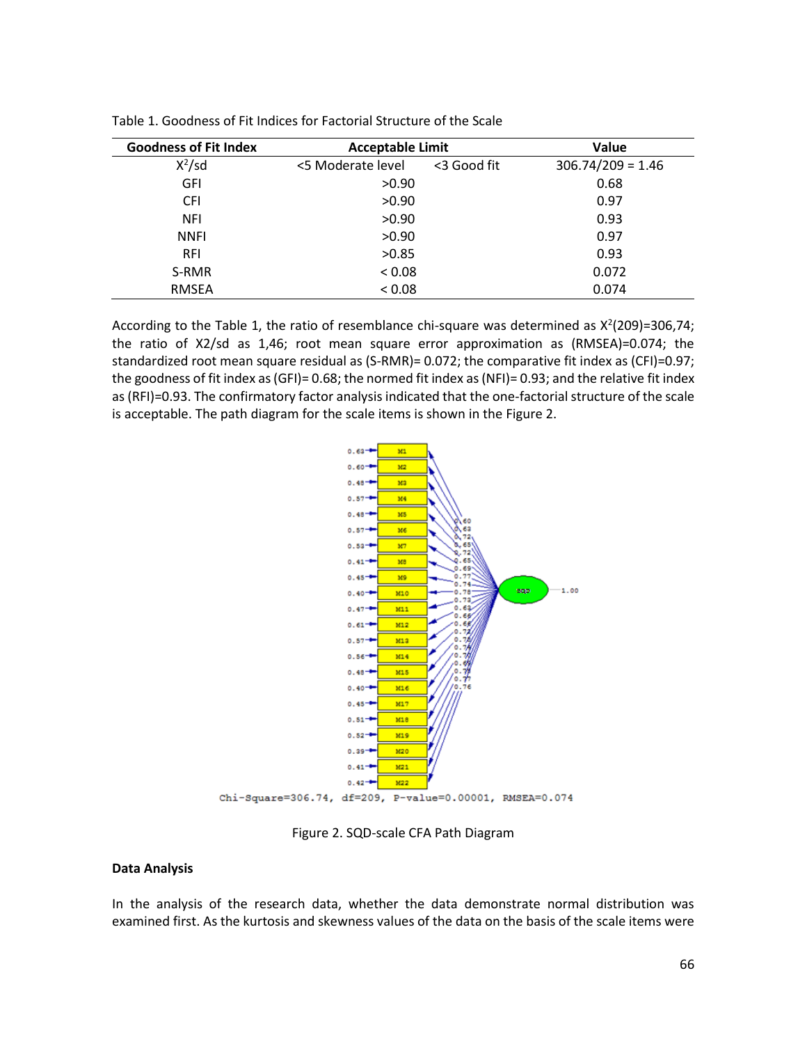Table 1. Goodness of Fit Indices for Factorial Structure of the Scale

| Goodness of Fit Index | Acceptable Limit | | Value |
|---|---|---|---|
| $X^2/sd$ | <5 Moderate level | <3 Good fit | 306.74/209 = 1.46 |
| GFI | >0.90 | | 0.68 |
| CFI | >0.90 | | 0.97 |
| NFI | >0.90 | | 0.93 |
| NNFI | >0.90 | | 0.97 |
| RFI | >0.85 | | 0.93 |
| S-RMR | < 0.08 | | 0.072 |
| RMSEA | < 0.08 | | 0.074 |

According to the Table 1, the ratio of resemblance chi-square was determined as $X^2(209)$=306,74; the ratio of X2/sd as 1,46; root mean square error approximation as (RMSEA)=0.074; the standardized root mean square residual as (S-RMR)= 0.072; the comparative fit index as (CFI)=0.97; the goodness of fit index as (GFI)= 0.68; the normed fit index as (NFI)= 0.93; and the relative fit index as (RFI)=0.93. The confirmatory factor analysis indicated that the one-factorial structure of the scale is acceptable. The path diagram for the scale items is shown in the Figure 2.

Chi-Square=306.74, df=209, P-value=0.00001, RMSEA=0.074

Figure 2. SQD-scale CFA Path Diagram

**Data Analysis**

In the analysis of the research data, whether the data demonstrate normal distribution was examined first. As the kurtosis and skewness values of the data on the basis of the scale items were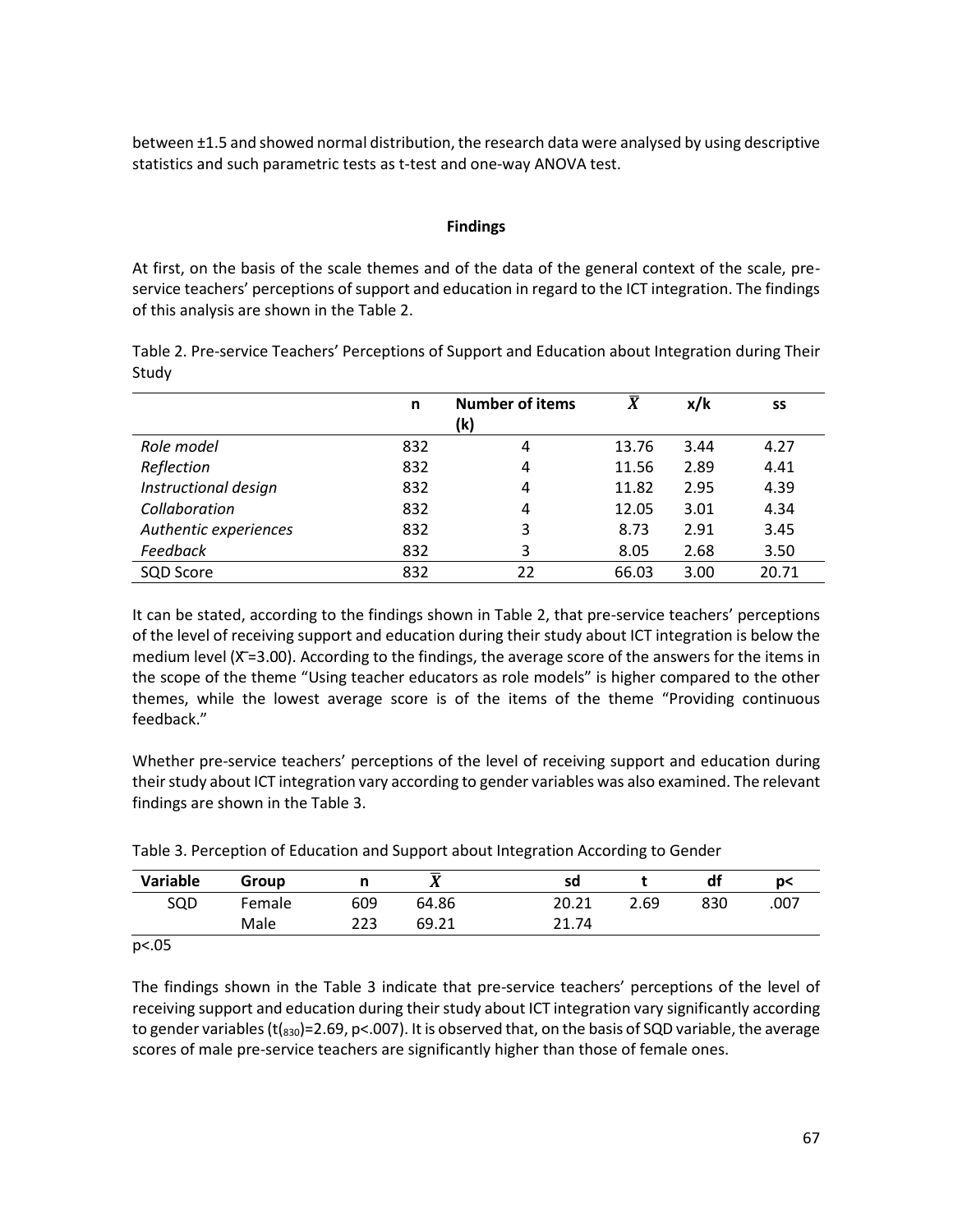between ±1.5 and showed normal distribution, the research data were analysed by using descriptive statistics and such parametric tests as t-test and one-way ANOVA test.

## Findings

At first, on the basis of the scale themes and of the data of the general context of the scale, pre-service teachers' perceptions of support and education in regard to the ICT integration. The findings of this analysis are shown in the Table 2.

Table 2. Pre-service Teachers' Perceptions of Support and Education about Integration during Their Study

| | n | Number of items (k) | $\bar{X}$ | x/k | ss |
|---|---|---|---|---|---|
| *Role model* | 832 | 4 | 13.76 | 3.44 | 4.27 |
| *Reflection* | 832 | 4 | 11.56 | 2.89 | 4.41 |
| *Instructional design* | 832 | 4 | 11.82 | 2.95 | 4.39 |
| *Collaboration* | 832 | 4 | 12.05 | 3.01 | 4.34 |
| *Authentic experiences* | 832 | 3 | 8.73 | 2.91 | 3.45 |
| *Feedback* | 832 | 3 | 8.05 | 2.68 | 3.50 |
| SQD Score | 832 | 22 | 66.03 | 3.00 | 20.71 |

It can be stated, according to the findings shown in Table 2, that pre-service teachers' perceptions of the level of receiving support and education during their study about ICT integration is below the medium level ($\bar{X}$=3.00). According to the findings, the average score of the answers for the items in the scope of the theme "Using teacher educators as role models" is higher compared to the other themes, while the lowest average score is of the items of the theme "Providing continuous feedback."

Whether pre-service teachers' perceptions of the level of receiving support and education during their study about ICT integration vary according to gender variables was also examined. The relevant findings are shown in the Table 3.

Table 3. Perception of Education and Support about Integration According to Gender

| Variable | Group | n | $\bar{X}$ | sd | t | df | p< |
|---|---|---|---|---|---|---|---|
| SQD | Female | 609 | 64.86 | 20.21 | 2.69 | 830 | .007 |
| | Male | 223 | 69.21 | 21.74 | | | |

p<.05

The findings shown in the Table 3 indicate that pre-service teachers' perceptions of the level of receiving support and education during their study about ICT integration vary significantly according to gender variables ($t_{(830)}$=2.69, p<.007). It is observed that, on the basis of SQD variable, the average scores of male pre-service teachers are significantly higher than those of female ones.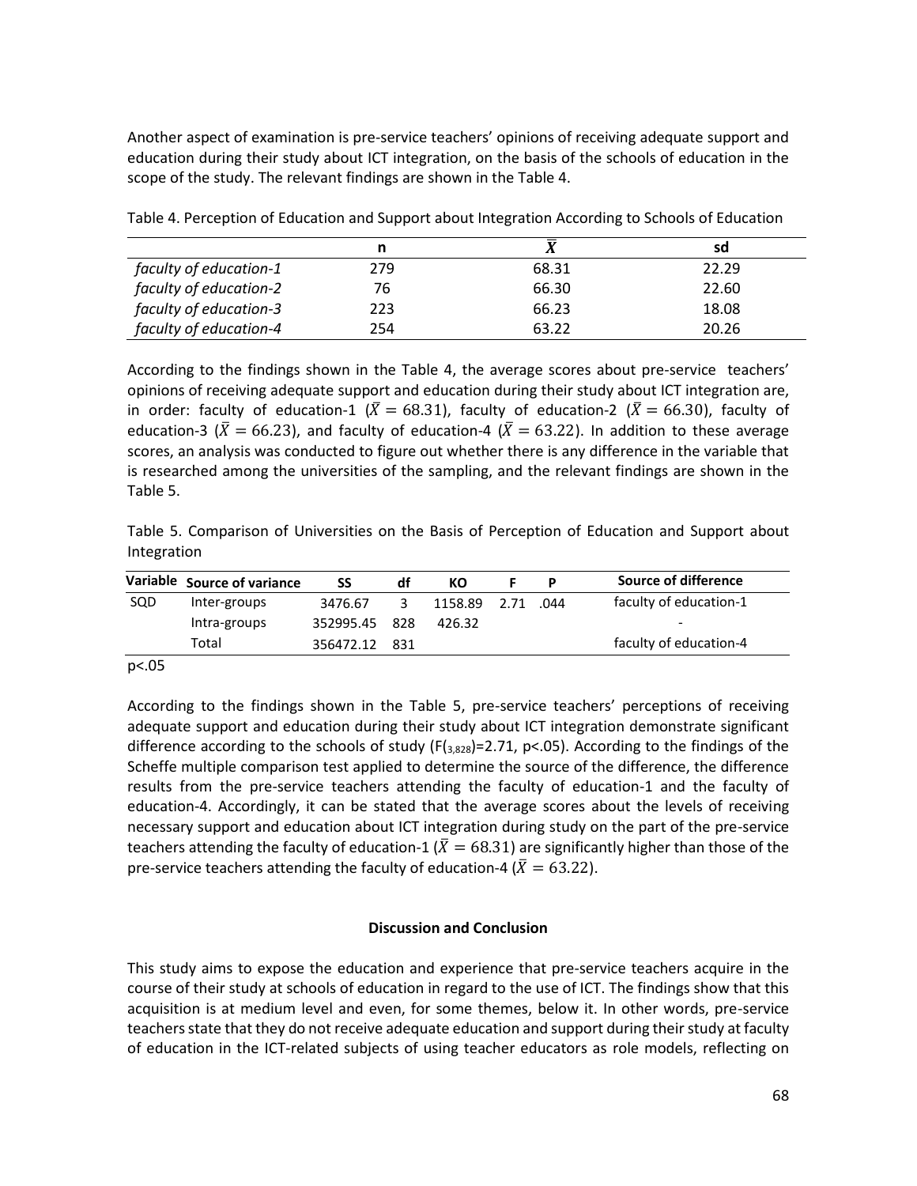Another aspect of examination is pre-service teachers' opinions of receiving adequate support and education during their study about ICT integration, on the basis of the schools of education in the scope of the study. The relevant findings are shown in the Table 4.

Table 4. Perception of Education and Support about Integration According to Schools of Education

| | n | $\bar{X}$ | sd |
|---|---|---|---|
| *faculty of education-1* | 279 | 68.31 | 22.29 |
| *faculty of education-2* | 76 | 66.30 | 22.60 |
| *faculty of education-3* | 223 | 66.23 | 18.08 |
| *faculty of education-4* | 254 | 63.22 | 20.26 |

According to the findings shown in the Table 4, the average scores about pre-service teachers' opinions of receiving adequate support and education during their study about ICT integration are, in order: faculty of education-1 ($\bar{X} = 68.31$), faculty of education-2 ($\bar{X} = 66.30$), faculty of education-3 ($\bar{X} = 66.23$), and faculty of education-4 ($\bar{X} = 63.22$). In addition to these average scores, an analysis was conducted to figure out whether there is any difference in the variable that is researched among the universities of the sampling, and the relevant findings are shown in the Table 5.

Table 5. Comparison of Universities on the Basis of Perception of Education and Support about Integration

| Variable | Source of variance | SS | df | KO | F | P | Source of difference |
|---|---|---|---|---|---|---|---|
| SQD | Inter-groups | 3476.67 | 3 | 1158.89 | 2.71 | .044 | faculty of education-1 |
| | Intra-groups | 352995.45 | 828 | 426.32 | | | - |
| | Total | 356472.12 | 831 | | | | faculty of education-4 |

p<.05

According to the findings shown in the Table 5, pre-service teachers' perceptions of receiving adequate support and education during their study about ICT integration demonstrate significant difference according to the schools of study ($F_{(3,828)}=2.71$, $p<.05$). According to the findings of the Scheffe multiple comparison test applied to determine the source of the difference, the difference results from the pre-service teachers attending the faculty of education-1 and the faculty of education-4. Accordingly, it can be stated that the average scores about the levels of receiving necessary support and education about ICT integration during study on the part of the pre-service teachers attending the faculty of education-1 ($\bar{X} = 68.31$) are significantly higher than those of the pre-service teachers attending the faculty of education-4 ($\bar{X} = 63.22$).

## Discussion and Conclusion

This study aims to expose the education and experience that pre-service teachers acquire in the course of their study at schools of education in regard to the use of ICT. The findings show that this acquisition is at medium level and even, for some themes, below it. In other words, pre-service teachers state that they do not receive adequate education and support during their study at faculty of education in the ICT-related subjects of using teacher educators as role models, reflecting on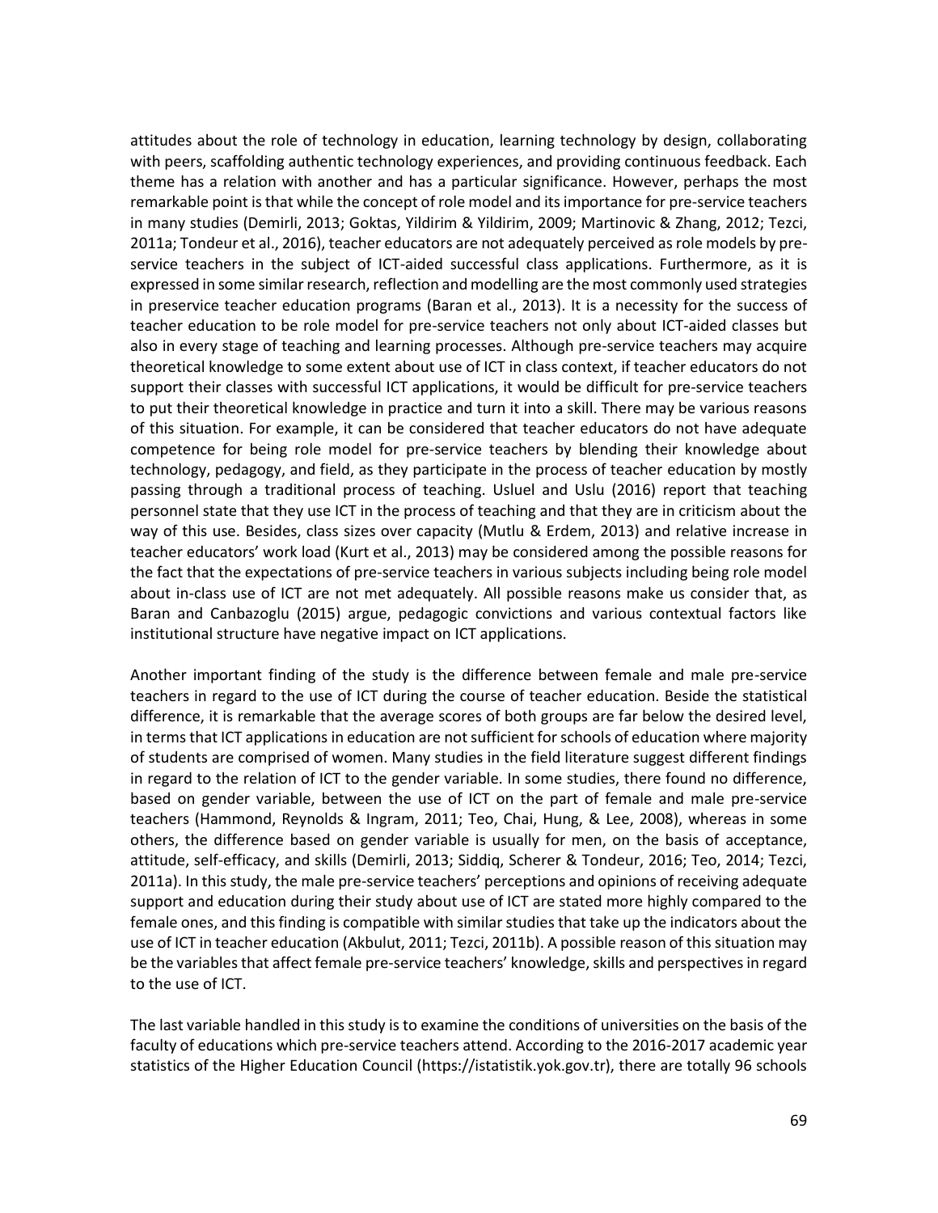attitudes about the role of technology in education, learning technology by design, collaborating with peers, scaffolding authentic technology experiences, and providing continuous feedback. Each theme has a relation with another and has a particular significance. However, perhaps the most remarkable point is that while the concept of role model and its importance for pre-service teachers in many studies (Demirli, 2013; Goktas, Yildirim & Yildirim, 2009; Martinovic & Zhang, 2012; Tezci, 2011a; Tondeur et al., 2016), teacher educators are not adequately perceived as role models by pre-service teachers in the subject of ICT-aided successful class applications. Furthermore, as it is expressed in some similar research, reflection and modelling are the most commonly used strategies in preservice teacher education programs (Baran et al., 2013). It is a necessity for the success of teacher education to be role model for pre-service teachers not only about ICT-aided classes but also in every stage of teaching and learning processes. Although pre-service teachers may acquire theoretical knowledge to some extent about use of ICT in class context, if teacher educators do not support their classes with successful ICT applications, it would be difficult for pre-service teachers to put their theoretical knowledge in practice and turn it into a skill. There may be various reasons of this situation. For example, it can be considered that teacher educators do not have adequate competence for being role model for pre-service teachers by blending their knowledge about technology, pedagogy, and field, as they participate in the process of teacher education by mostly passing through a traditional process of teaching. Usluel and Uslu (2016) report that teaching personnel state that they use ICT in the process of teaching and that they are in criticism about the way of this use. Besides, class sizes over capacity (Mutlu & Erdem, 2013) and relative increase in teacher educators' work load (Kurt et al., 2013) may be considered among the possible reasons for the fact that the expectations of pre-service teachers in various subjects including being role model about in-class use of ICT are not met adequately. All possible reasons make us consider that, as Baran and Canbazoglu (2015) argue, pedagogic convictions and various contextual factors like institutional structure have negative impact on ICT applications.

Another important finding of the study is the difference between female and male pre-service teachers in regard to the use of ICT during the course of teacher education. Beside the statistical difference, it is remarkable that the average scores of both groups are far below the desired level, in terms that ICT applications in education are not sufficient for schools of education where majority of students are comprised of women. Many studies in the field literature suggest different findings in regard to the relation of ICT to the gender variable. In some studies, there found no difference, based on gender variable, between the use of ICT on the part of female and male pre-service teachers (Hammond, Reynolds & Ingram, 2011; Teo, Chai, Hung, & Lee, 2008), whereas in some others, the difference based on gender variable is usually for men, on the basis of acceptance, attitude, self-efficacy, and skills (Demirli, 2013; Siddiq, Scherer & Tondeur, 2016; Teo, 2014; Tezci, 2011a). In this study, the male pre-service teachers' perceptions and opinions of receiving adequate support and education during their study about use of ICT are stated more highly compared to the female ones, and this finding is compatible with similar studies that take up the indicators about the use of ICT in teacher education (Akbulut, 2011; Tezci, 2011b). A possible reason of this situation may be the variables that affect female pre-service teachers' knowledge, skills and perspectives in regard to the use of ICT.

The last variable handled in this study is to examine the conditions of universities on the basis of the faculty of educations which pre-service teachers attend. According to the 2016-2017 academic year statistics of the Higher Education Council (https://istatistik.yok.gov.tr), there are totally 96 schools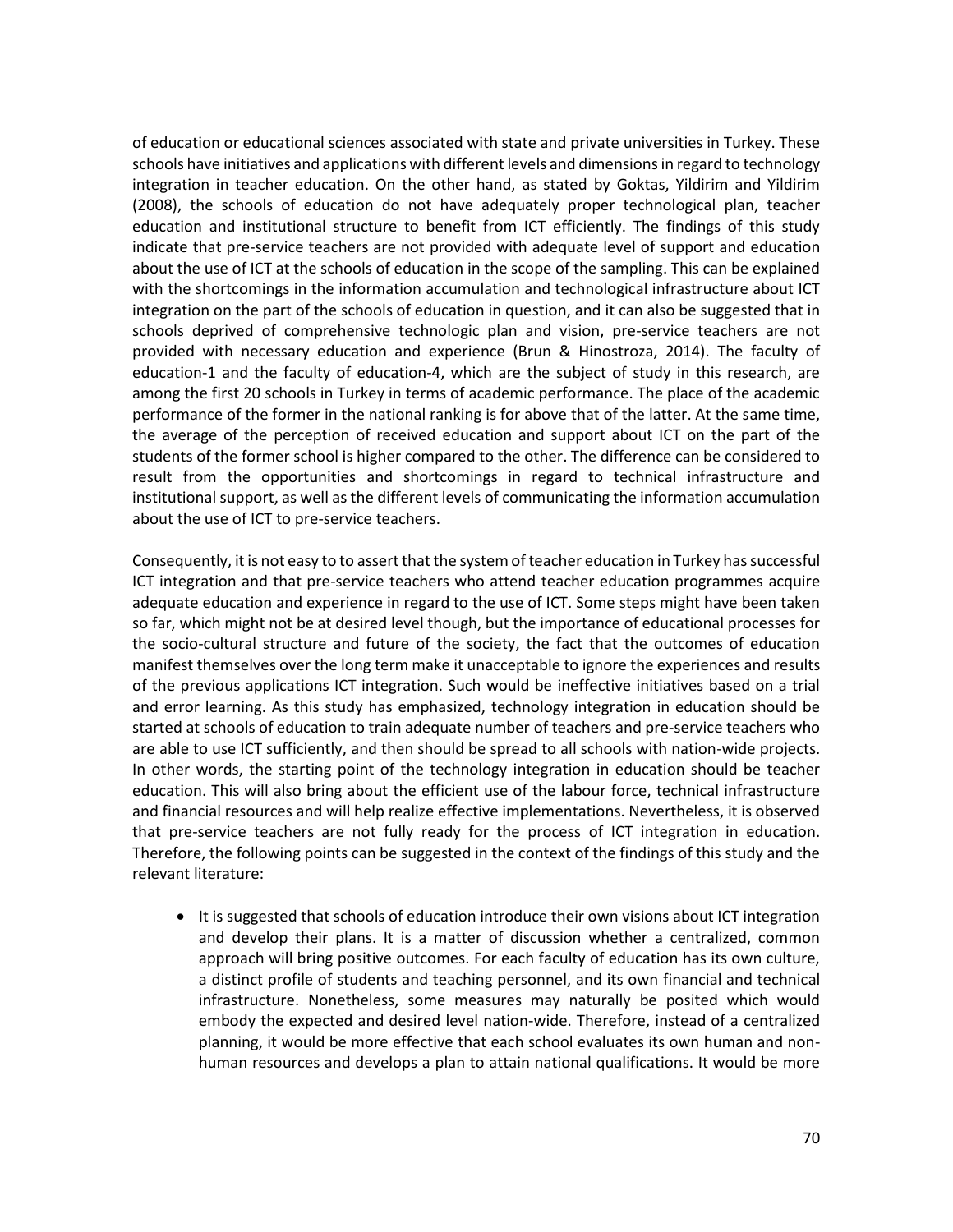of education or educational sciences associated with state and private universities in Turkey. These schools have initiatives and applications with different levels and dimensions in regard to technology integration in teacher education. On the other hand, as stated by Goktas, Yildirim and Yildirim (2008), the schools of education do not have adequately proper technological plan, teacher education and institutional structure to benefit from ICT efficiently. The findings of this study indicate that pre-service teachers are not provided with adequate level of support and education about the use of ICT at the schools of education in the scope of the sampling. This can be explained with the shortcomings in the information accumulation and technological infrastructure about ICT integration on the part of the schools of education in question, and it can also be suggested that in schools deprived of comprehensive technologic plan and vision, pre-service teachers are not provided with necessary education and experience (Brun & Hinostroza, 2014). The faculty of education-1 and the faculty of education-4, which are the subject of study in this research, are among the first 20 schools in Turkey in terms of academic performance. The place of the academic performance of the former in the national ranking is for above that of the latter. At the same time, the average of the perception of received education and support about ICT on the part of the students of the former school is higher compared to the other. The difference can be considered to result from the opportunities and shortcomings in regard to technical infrastructure and institutional support, as well as the different levels of communicating the information accumulation about the use of ICT to pre-service teachers.

Consequently, it is not easy to to assert that the system of teacher education in Turkey has successful ICT integration and that pre-service teachers who attend teacher education programmes acquire adequate education and experience in regard to the use of ICT. Some steps might have been taken so far, which might not be at desired level though, but the importance of educational processes for the socio-cultural structure and future of the society, the fact that the outcomes of education manifest themselves over the long term make it unacceptable to ignore the experiences and results of the previous applications ICT integration. Such would be ineffective initiatives based on a trial and error learning. As this study has emphasized, technology integration in education should be started at schools of education to train adequate number of teachers and pre-service teachers who are able to use ICT sufficiently, and then should be spread to all schools with nation-wide projects. In other words, the starting point of the technology integration in education should be teacher education. This will also bring about the efficient use of the labour force, technical infrastructure and financial resources and will help realize effective implementations. Nevertheless, it is observed that pre-service teachers are not fully ready for the process of ICT integration in education. Therefore, the following points can be suggested in the context of the findings of this study and the relevant literature:

- It is suggested that schools of education introduce their own visions about ICT integration and develop their plans. It is a matter of discussion whether a centralized, common approach will bring positive outcomes. For each faculty of education has its own culture, a distinct profile of students and teaching personnel, and its own financial and technical infrastructure. Nonetheless, some measures may naturally be posited which would embody the expected and desired level nation-wide. Therefore, instead of a centralized planning, it would be more effective that each school evaluates its own human and non-human resources and develops a plan to attain national qualifications. It would be more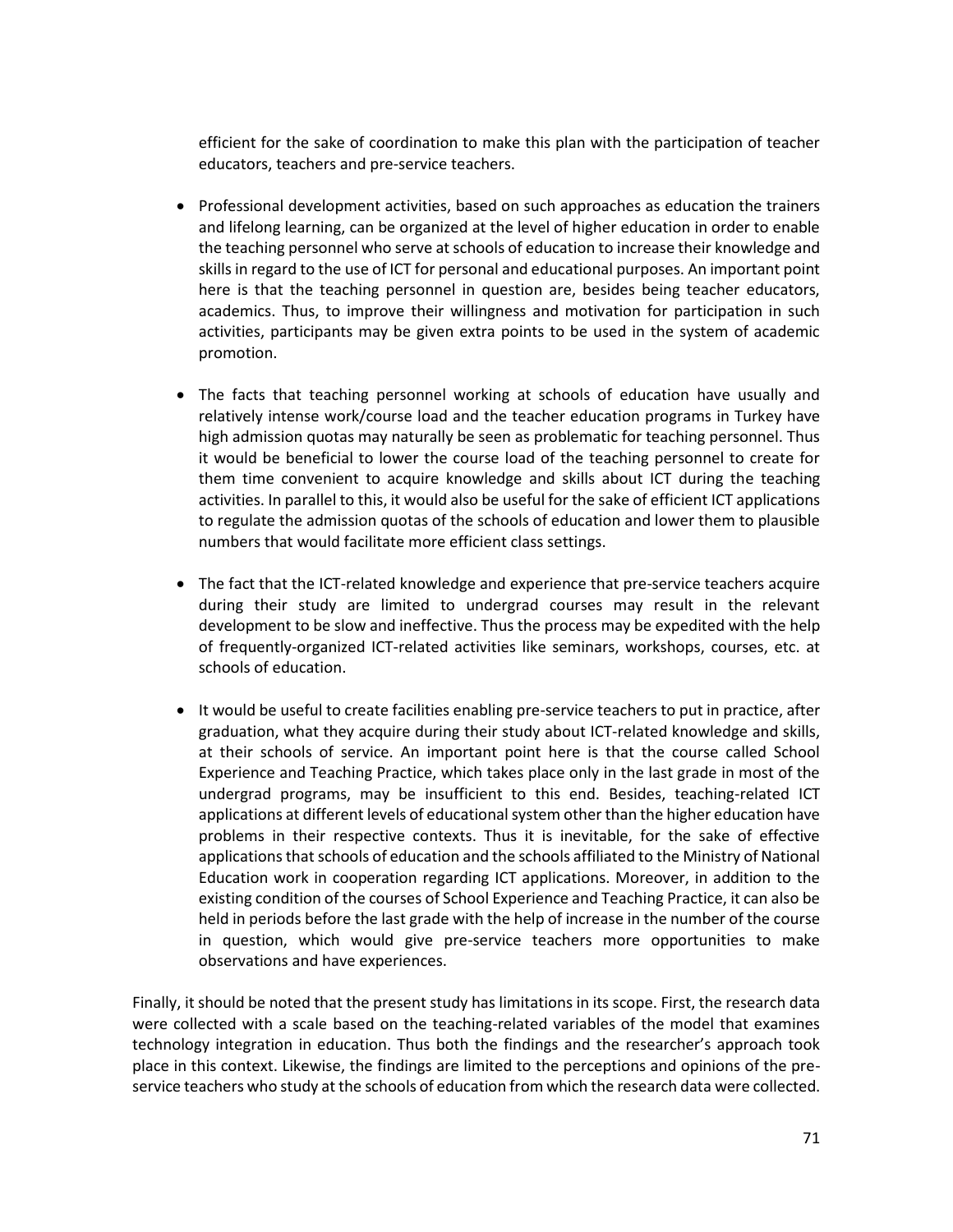efficient for the sake of coordination to make this plan with the participation of teacher educators, teachers and pre-service teachers.

- Professional development activities, based on such approaches as education the trainers and lifelong learning, can be organized at the level of higher education in order to enable the teaching personnel who serve at schools of education to increase their knowledge and skills in regard to the use of ICT for personal and educational purposes. An important point here is that the teaching personnel in question are, besides being teacher educators, academics. Thus, to improve their willingness and motivation for participation in such activities, participants may be given extra points to be used in the system of academic promotion.

- The facts that teaching personnel working at schools of education have usually and relatively intense work/course load and the teacher education programs in Turkey have high admission quotas may naturally be seen as problematic for teaching personnel. Thus it would be beneficial to lower the course load of the teaching personnel to create for them time convenient to acquire knowledge and skills about ICT during the teaching activities. In parallel to this, it would also be useful for the sake of efficient ICT applications to regulate the admission quotas of the schools of education and lower them to plausible numbers that would facilitate more efficient class settings.

- The fact that the ICT-related knowledge and experience that pre-service teachers acquire during their study are limited to undergrad courses may result in the relevant development to be slow and ineffective. Thus the process may be expedited with the help of frequently-organized ICT-related activities like seminars, workshops, courses, etc. at schools of education.

- It would be useful to create facilities enabling pre-service teachers to put in practice, after graduation, what they acquire during their study about ICT-related knowledge and skills, at their schools of service. An important point here is that the course called School Experience and Teaching Practice, which takes place only in the last grade in most of the undergrad programs, may be insufficient to this end. Besides, teaching-related ICT applications at different levels of educational system other than the higher education have problems in their respective contexts. Thus it is inevitable, for the sake of effective applications that schools of education and the schools affiliated to the Ministry of National Education work in cooperation regarding ICT applications. Moreover, in addition to the existing condition of the courses of School Experience and Teaching Practice, it can also be held in periods before the last grade with the help of increase in the number of the course in question, which would give pre-service teachers more opportunities to make observations and have experiences.

Finally, it should be noted that the present study has limitations in its scope. First, the research data were collected with a scale based on the teaching-related variables of the model that examines technology integration in education. Thus both the findings and the researcher's approach took place in this context. Likewise, the findings are limited to the perceptions and opinions of the pre-service teachers who study at the schools of education from which the research data were collected.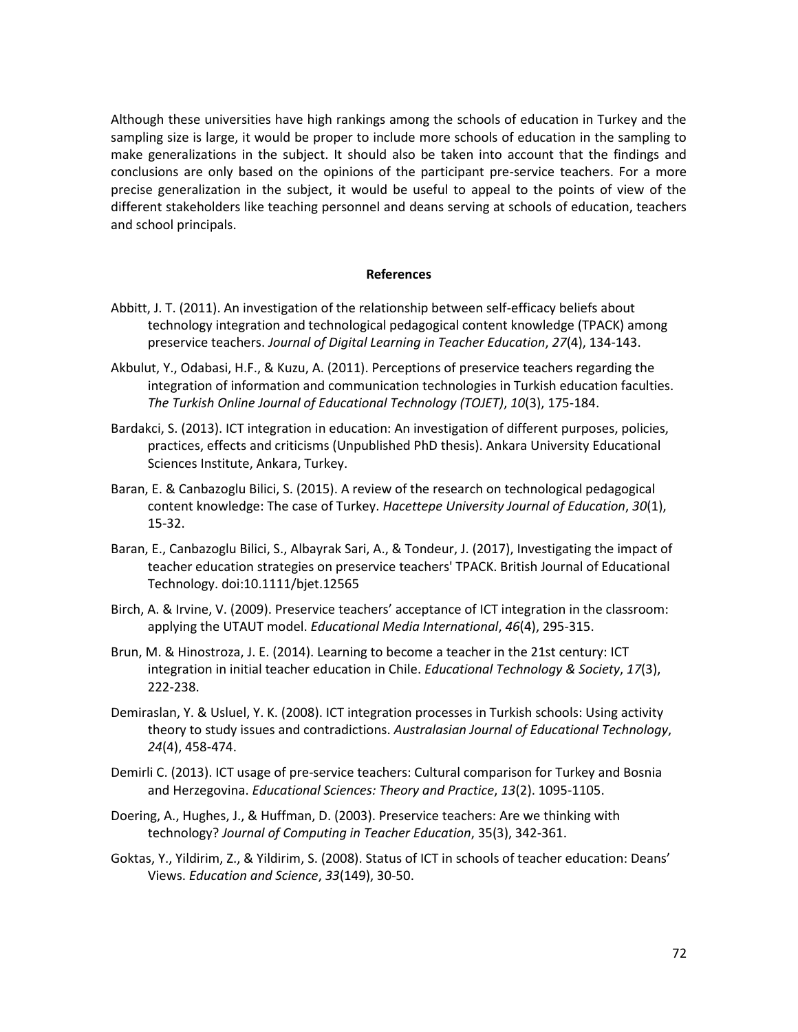Although these universities have high rankings among the schools of education in Turkey and the sampling size is large, it would be proper to include more schools of education in the sampling to make generalizations in the subject. It should also be taken into account that the findings and conclusions are only based on the opinions of the participant pre-service teachers. For a more precise generalization in the subject, it would be useful to appeal to the points of view of the different stakeholders like teaching personnel and deans serving at schools of education, teachers and school principals.

## References

Abbitt, J. T. (2011). An investigation of the relationship between self-efficacy beliefs about technology integration and technological pedagogical content knowledge (TPACK) among preservice teachers. *Journal of Digital Learning in Teacher Education*, *27*(4), 134-143.

Akbulut, Y., Odabasi, H.F., & Kuzu, A. (2011). Perceptions of preservice teachers regarding the integration of information and communication technologies in Turkish education faculties. *The Turkish Online Journal of Educational Technology (TOJET)*, *10*(3), 175-184.

Bardakci, S. (2013). ICT integration in education: An investigation of different purposes, policies, practices, effects and criticisms (Unpublished PhD thesis). Ankara University Educational Sciences Institute, Ankara, Turkey.

Baran, E. & Canbazoglu Bilici, S. (2015). A review of the research on technological pedagogical content knowledge: The case of Turkey. *Hacettepe University Journal of Education*, *30*(1), 15-32.

Baran, E., Canbazoglu Bilici, S., Albayrak Sari, A., & Tondeur, J. (2017), Investigating the impact of teacher education strategies on preservice teachers' TPACK. British Journal of Educational Technology. doi:10.1111/bjet.12565

Birch, A. & Irvine, V. (2009). Preservice teachers' acceptance of ICT integration in the classroom: applying the UTAUT model. *Educational Media International*, *46*(4), 295-315.

Brun, M. & Hinostroza, J. E. (2014). Learning to become a teacher in the 21st century: ICT integration in initial teacher education in Chile. *Educational Technology & Society*, *17*(3), 222-238.

Demiraslan, Y. & Usluel, Y. K. (2008). ICT integration processes in Turkish schools: Using activity theory to study issues and contradictions. *Australasian Journal of Educational Technology*, *24*(4), 458-474.

Demirli C. (2013). ICT usage of pre-service teachers: Cultural comparison for Turkey and Bosnia and Herzegovina. *Educational Sciences: Theory and Practice*, *13*(2). 1095-1105.

Doering, A., Hughes, J., & Huffman, D. (2003). Preservice teachers: Are we thinking with technology? *Journal of Computing in Teacher Education*, 35(3), 342-361.

Goktas, Y., Yildirim, Z., & Yildirim, S. (2008). Status of ICT in schools of teacher education: Deans' Views. *Education and Science*, *33*(149), 30-50.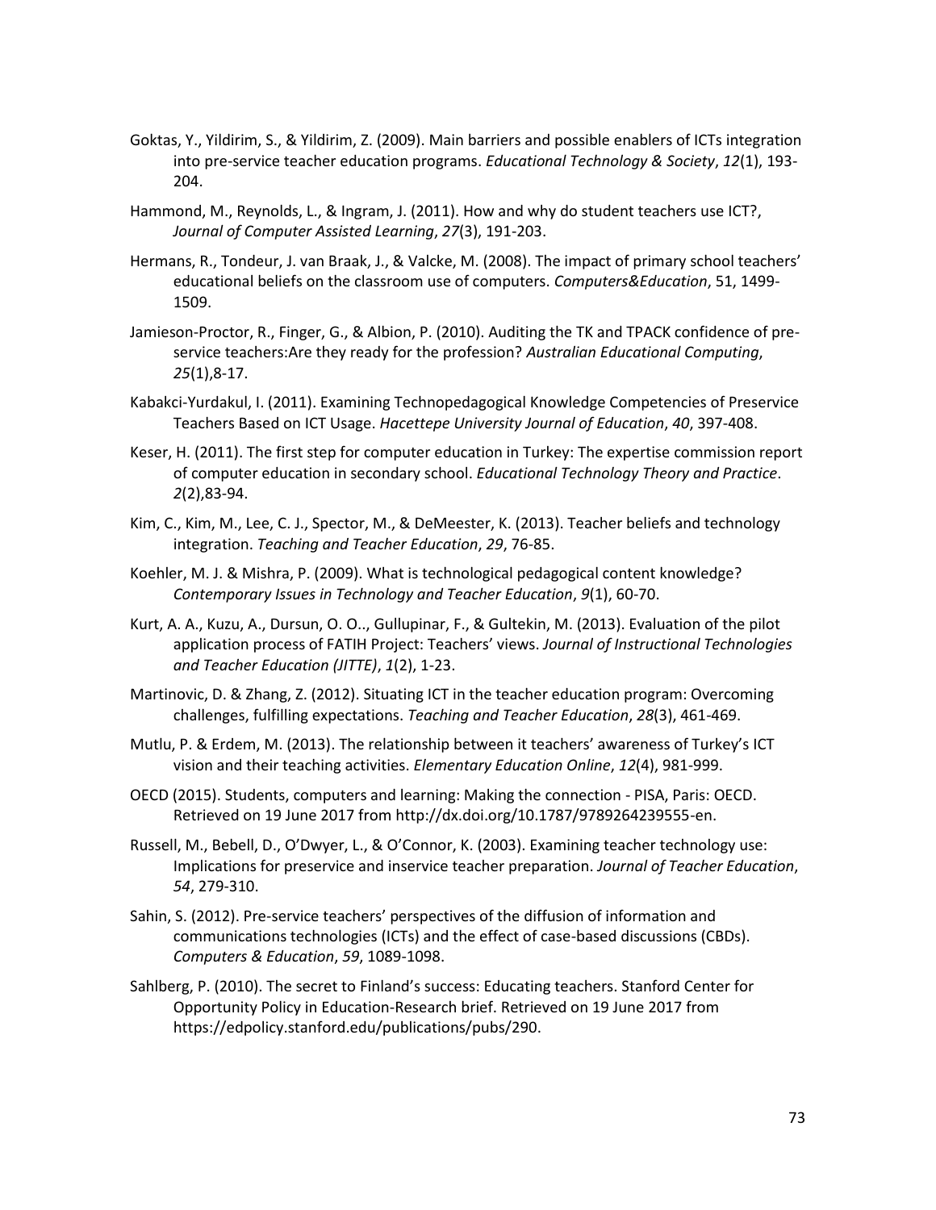Goktas, Y., Yildirim, S., & Yildirim, Z. (2009). Main barriers and possible enablers of ICTs integration into pre-service teacher education programs. *Educational Technology & Society*, *12*(1), 193-204.

Hammond, M., Reynolds, L., & Ingram, J. (2011). How and why do student teachers use ICT?, *Journal of Computer Assisted Learning*, *27*(3), 191-203.

Hermans, R., Tondeur, J. van Braak, J., & Valcke, M. (2008). The impact of primary school teachers' educational beliefs on the classroom use of computers. *Computers&Education*, 51, 1499-1509.

Jamieson-Proctor, R., Finger, G., & Albion, P. (2010). Auditing the TK and TPACK confidence of pre-service teachers:Are they ready for the profession? *Australian Educational Computing*, *25*(1),8-17.

Kabakci-Yurdakul, I. (2011). Examining Technopedagogical Knowledge Competencies of Preservice Teachers Based on ICT Usage. *Hacettepe University Journal of Education*, *40*, 397-408.

Keser, H. (2011). The first step for computer education in Turkey: The expertise commission report of computer education in secondary school. *Educational Technology Theory and Practice*. *2*(2),83-94.

Kim, C., Kim, M., Lee, C. J., Spector, M., & DeMeester, K. (2013). Teacher beliefs and technology integration. *Teaching and Teacher Education*, *29*, 76-85.

Koehler, M. J. & Mishra, P. (2009). What is technological pedagogical content knowledge? *Contemporary Issues in Technology and Teacher Education*, *9*(1), 60-70.

Kurt, A. A., Kuzu, A., Dursun, O. O.., Gullupinar, F., & Gultekin, M. (2013). Evaluation of the pilot application process of FATIH Project: Teachers' views. *Journal of Instructional Technologies and Teacher Education (JITTE)*, *1*(2), 1-23.

Martinovic, D. & Zhang, Z. (2012). Situating ICT in the teacher education program: Overcoming challenges, fulfilling expectations. *Teaching and Teacher Education*, *28*(3), 461-469.

Mutlu, P. & Erdem, M. (2013). The relationship between it teachers' awareness of Turkey's ICT vision and their teaching activities. *Elementary Education Online*, *12*(4), 981-999.

OECD (2015). Students, computers and learning: Making the connection - PISA, Paris: OECD. Retrieved on 19 June 2017 from http://dx.doi.org/10.1787/9789264239555-en.

Russell, M., Bebell, D., O'Dwyer, L., & O'Connor, K. (2003). Examining teacher technology use: Implications for preservice and inservice teacher preparation. *Journal of Teacher Education*, *54*, 279-310.

Sahin, S. (2012). Pre-service teachers' perspectives of the diffusion of information and communications technologies (ICTs) and the effect of case-based discussions (CBDs). *Computers & Education*, *59*, 1089-1098.

Sahlberg, P. (2010). The secret to Finland's success: Educating teachers. Stanford Center for Opportunity Policy in Education-Research brief. Retrieved on 19 June 2017 from https://edpolicy.stanford.edu/publications/pubs/290.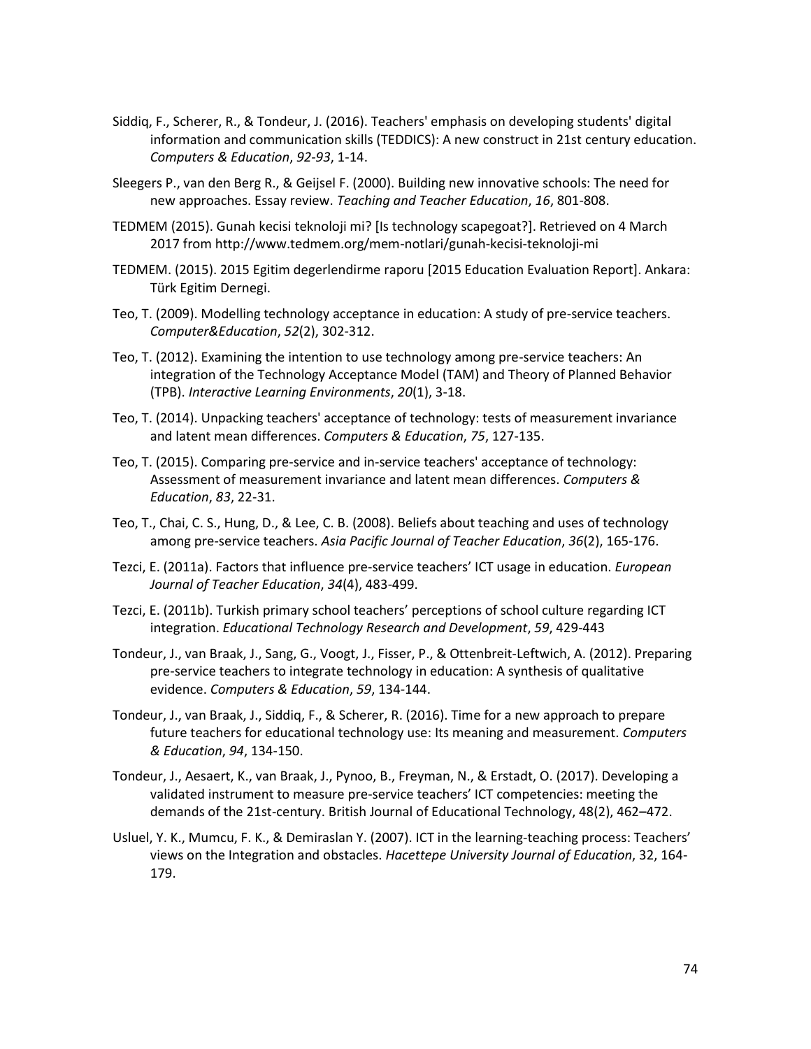Siddiq, F., Scherer, R., & Tondeur, J. (2016). Teachers' emphasis on developing students' digital information and communication skills (TEDDICS): A new construct in 21st century education. *Computers & Education*, *92-93*, 1-14.

Sleegers P., van den Berg R., & Geijsel F. (2000). Building new innovative schools: The need for new approaches. Essay review. *Teaching and Teacher Education*, *16*, 801-808.

TEDMEM (2015). Gunah kecisi teknoloji mi? [Is technology scapegoat?]. Retrieved on 4 March 2017 from http://www.tedmem.org/mem-notlari/gunah-kecisi-teknoloji-mi

TEDMEM. (2015). 2015 Egitim degerlendirme raporu [2015 Education Evaluation Report]. Ankara: Türk Egitim Dernegi.

Teo, T. (2009). Modelling technology acceptance in education: A study of pre-service teachers. *Computer&Education*, *52*(2), 302-312.

Teo, T. (2012). Examining the intention to use technology among pre-service teachers: An integration of the Technology Acceptance Model (TAM) and Theory of Planned Behavior (TPB). *Interactive Learning Environments*, *20*(1), 3-18.

Teo, T. (2014). Unpacking teachers' acceptance of technology: tests of measurement invariance and latent mean differences. *Computers & Education*, *75*, 127-135.

Teo, T. (2015). Comparing pre-service and in-service teachers' acceptance of technology: Assessment of measurement invariance and latent mean differences. *Computers & Education*, *83*, 22-31.

Teo, T., Chai, C. S., Hung, D., & Lee, C. B. (2008). Beliefs about teaching and uses of technology among pre-service teachers. *Asia Pacific Journal of Teacher Education*, *36*(2), 165-176.

Tezci, E. (2011a). Factors that influence pre-service teachers' ICT usage in education. *European Journal of Teacher Education*, *34*(4), 483-499.

Tezci, E. (2011b). Turkish primary school teachers' perceptions of school culture regarding ICT integration. *Educational Technology Research and Development*, *59*, 429-443

Tondeur, J., van Braak, J., Sang, G., Voogt, J., Fisser, P., & Ottenbreit-Leftwich, A. (2012). Preparing pre-service teachers to integrate technology in education: A synthesis of qualitative evidence. *Computers & Education*, *59*, 134-144.

Tondeur, J., van Braak, J., Siddiq, F., & Scherer, R. (2016). Time for a new approach to prepare future teachers for educational technology use: Its meaning and measurement. *Computers & Education*, *94*, 134-150.

Tondeur, J., Aesaert, K., van Braak, J., Pynoo, B., Freyman, N., & Erstadt, O. (2017). Developing a validated instrument to measure pre-service teachers' ICT competencies: meeting the demands of the 21st-century. British Journal of Educational Technology, 48(2), 462–472.

Usluel, Y. K., Mumcu, F. K., & Demiraslan Y. (2007). ICT in the learning-teaching process: Teachers' views on the Integration and obstacles. *Hacettepe University Journal of Education*, 32, 164-179.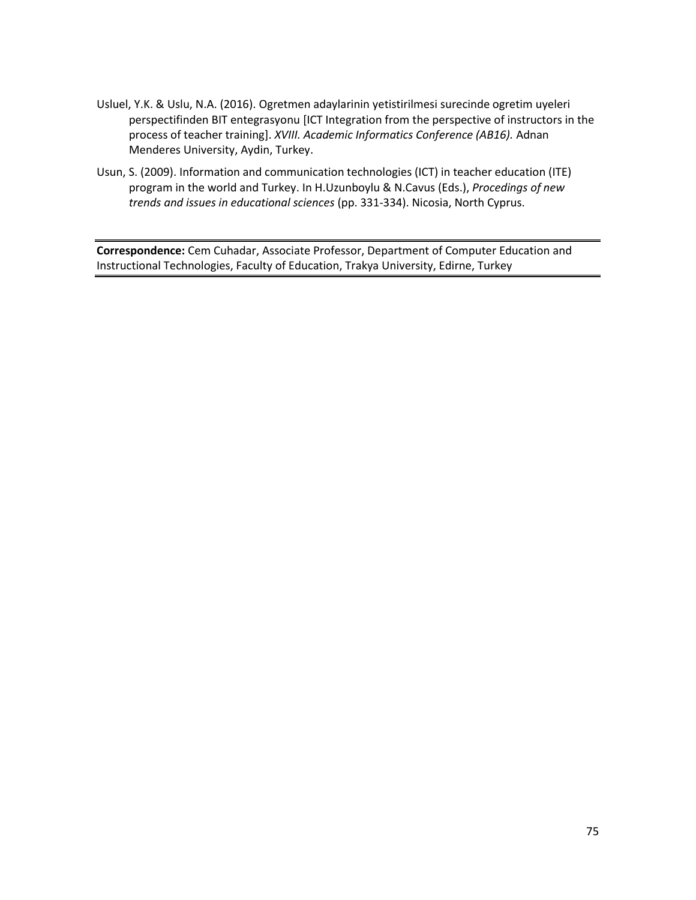Usluel, Y.K. & Uslu, N.A. (2016). Ogretmen adaylarinin yetistirilmesi surecinde ogretim uyeleri perspectifinden BIT entegrasyonu [ICT Integration from the perspective of instructors in the process of teacher training]. *XVIII. Academic Informatics Conference (AB16).* Adnan Menderes University, Aydin, Turkey.

Usun, S. (2009). Information and communication technologies (ICT) in teacher education (ITE) program in the world and Turkey. In H.Uzunboylu & N.Cavus (Eds.), *Procedings of new trends and issues in educational sciences* (pp. 331-334). Nicosia, North Cyprus.

---

**Correspondence:** Cem Cuhadar, Associate Professor, Department of Computer Education and Instructional Technologies, Faculty of Education, Trakya University, Edirne, Turkey

---